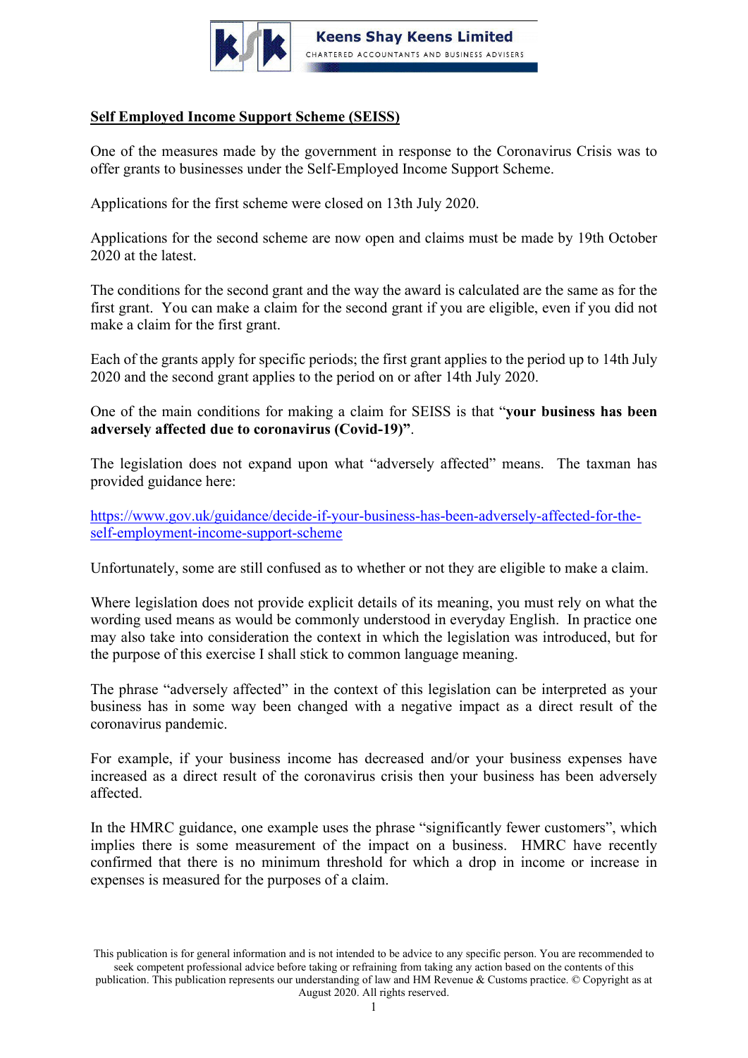Keens Shay Keens Limited

CHARTERED ACCOUNTANTS AND BUSINESS ADVISERS

**Self Employed Income Support Scheme (SEISS)**

One of the measures made by the government in response to the Coronavirus Crisis was to offer grants to businesses under the Self-Employed Income Support Scheme.

Applications for the first scheme were closed on 13th July 2020.

Applications for the second scheme are now open and claims must be made by 19th October 2020 at the latest.

The conditions for the second grant and the way the award is calculated are the same as for the first grant. You can make a claim for the second grant if you are eligible, even if you did not make a claim for the first grant.

Each of the grants apply for specific periods; the first grant applies to the period up to 14th July 2020 and the second grant applies to the period on or after 14th July 2020.

One of the main conditions for making a claim for SEISS is that "**your business has been adversely affected due to coronavirus (Covid-19)**".

The legislation does not expand upon what "adversely affected" means. The taxman has provided guidance here:

[https://www.gov.uk/guidance/decide-if-your-business-has-been-adversely-affected-for-the-self-employment-income-support-scheme](https://www.gov.uk/guidance/decide-if-your-business-has-been-adversely-affected-for-the-self-employment-income-support-scheme)

Unfortunately, some are still confused as to whether or not they are eligible to make a claim.

Where legislation does not provide explicit details of its meaning, you must rely on what the wording used means as would be commonly understood in everyday English. In practice one may also take into consideration the context in which the legislation was introduced, but for the purpose of this exercise I shall stick to common language meaning.

The phrase "adversely affected" in the context of this legislation can be interpreted as your business has in some way been changed with a negative impact as a direct result of the coronavirus pandemic.

For example, if your business income has decreased and/or your business expenses have increased as a direct result of the coronavirus crisis then your business has been adversely affected.

In the HMRC guidance, one example uses the phrase "significantly fewer customers", which implies there is some measurement of the impact on a business. HMRC have recently confirmed that there is no minimum threshold for which a drop in income or increase in expenses is measured for the purposes of a claim.

This publication is for general information and is not intended to be advice to any specific person. You are recommended to seek competent professional advice before taking or refraining from taking any action based on the contents of this publication. This publication represents our understanding of law and HM Revenue & Customs practice. © Copyright as at August 2020. All rights reserved.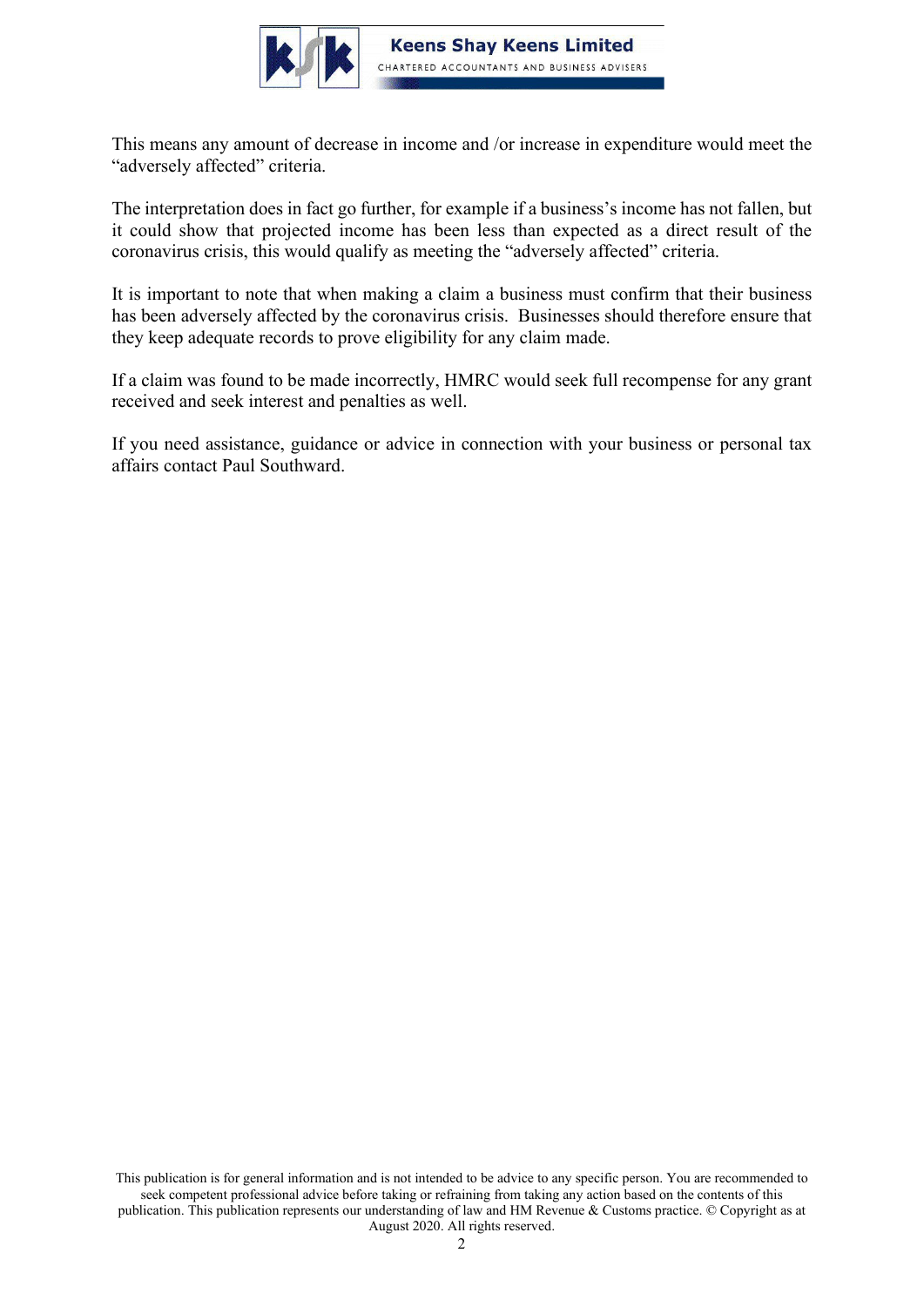This means any amount of decrease in income and /or increase in expenditure would meet the "adversely affected" criteria.

The interpretation does in fact go further, for example if a business's income has not fallen, but it could show that projected income has been less than expected as a direct result of the coronavirus crisis, this would qualify as meeting the "adversely affected" criteria.

It is important to note that when making a claim a business must confirm that their business has been adversely affected by the coronavirus crisis. Businesses should therefore ensure that they keep adequate records to prove eligibility for any claim made.

If a claim was found to be made incorrectly, HMRC would seek full recompense for any grant received and seek interest and penalties as well.

If you need assistance, guidance or advice in connection with your business or personal tax affairs contact Paul Southward.

This publication is for general information and is not intended to be advice to any specific person. You are recommended to seek competent professional advice before taking or refraining from taking any action based on the contents of this publication. This publication represents our understanding of law and HM Revenue & Customs practice. © Copyright as at August 2020. All rights reserved.